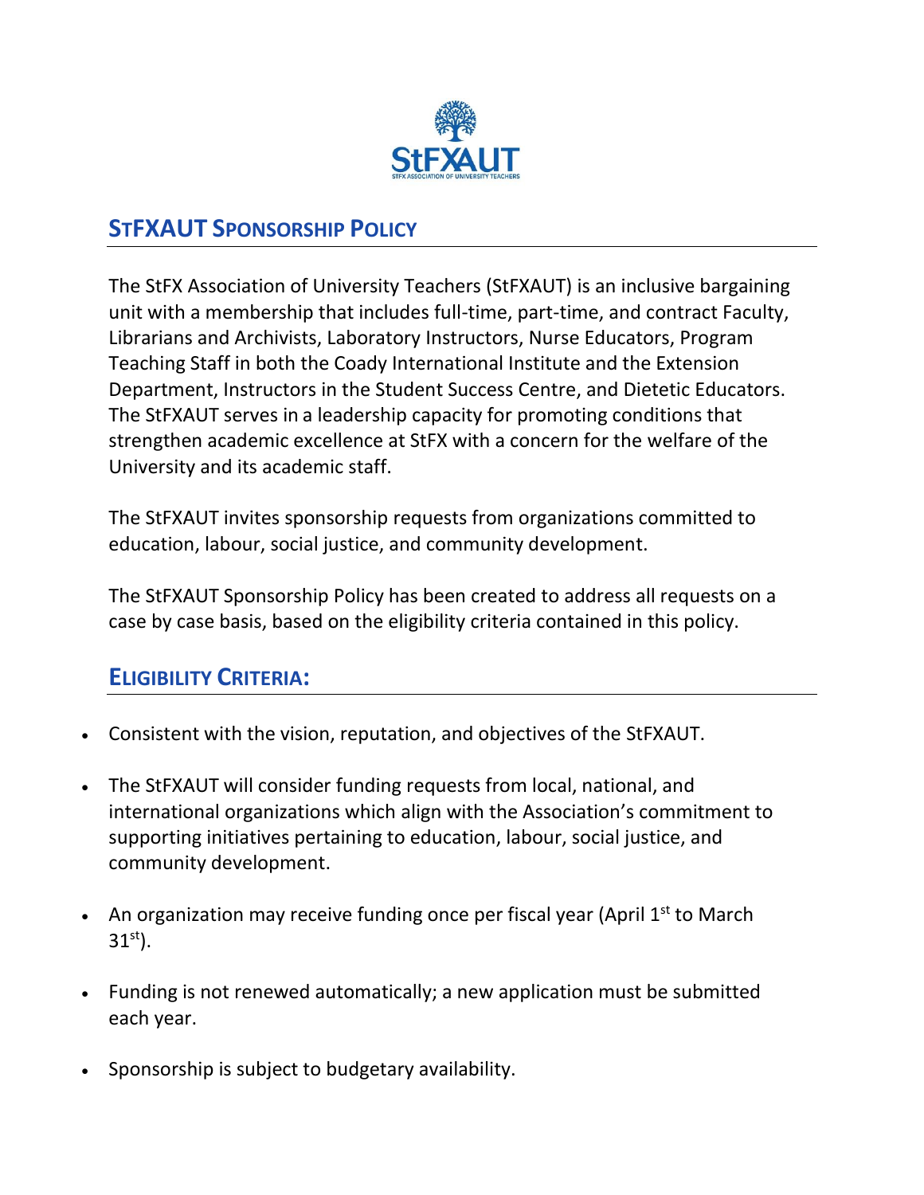# StFXAUT Sponsorship Policy

The StFX Association of University Teachers (StFXAUT) is an inclusive bargaining unit with a membership that includes full-time, part-time, and contract Faculty, Librarians and Archivists, Laboratory Instructors, Nurse Educators, Program Teaching Staff in both the Coady International Institute and the Extension Department, Instructors in the Student Success Centre, and Dietetic Educators. The StFXAUT serves in a leadership capacity for promoting conditions that strengthen academic excellence at StFX with a concern for the welfare of the University and its academic staff.

The StFXAUT invites sponsorship requests from organizations committed to education, labour, social justice, and community development.

The StFXAUT Sponsorship Policy has been created to address all requests on a case by case basis, based on the eligibility criteria contained in this policy.

## Eligibility Criteria:

- Consistent with the vision, reputation, and objectives of the StFXAUT.
- The StFXAUT will consider funding requests from local, national, and international organizations which align with the Association's commitment to supporting initiatives pertaining to education, labour, social justice, and community development.
- An organization may receive funding once per fiscal year (April 1st to March 31st).
- Funding is not renewed automatically; a new application must be submitted each year.
- Sponsorship is subject to budgetary availability.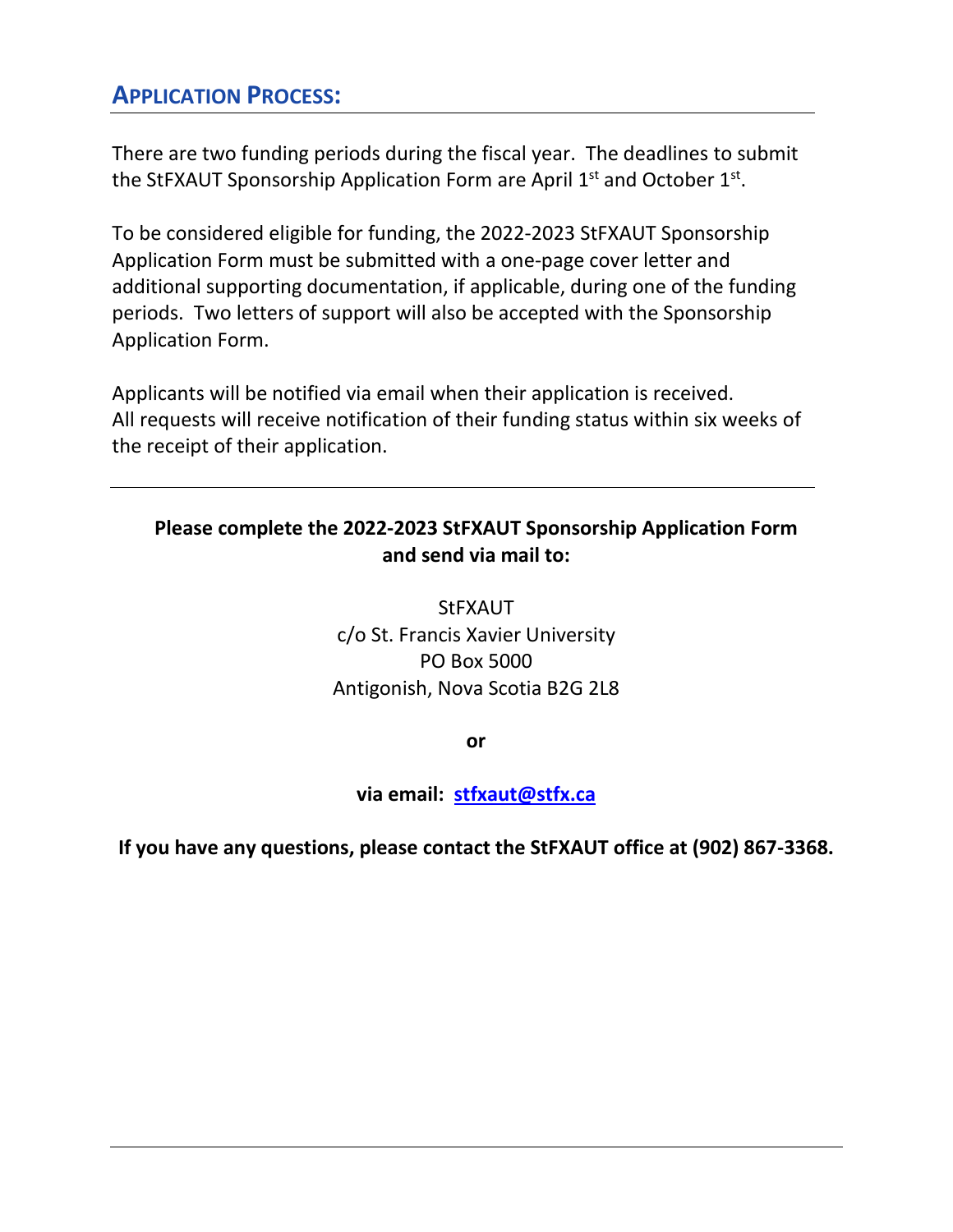## APPLICATION PROCESS:

There are two funding periods during the fiscal year. The deadlines to submit the StFXAUT Sponsorship Application Form are April 1st and October 1st.

To be considered eligible for funding, the 2022-2023 StFXAUT Sponsorship Application Form must be submitted with a one-page cover letter and additional supporting documentation, if applicable, during one of the funding periods. Two letters of support will also be accepted with the Sponsorship Application Form.

Applicants will be notified via email when their application is received. All requests will receive notification of their funding status within six weeks of the receipt of their application.

---

**Please complete the 2022-2023 StFXAUT Sponsorship Application Form and send via mail to:**

StFXAUT
c/o St. Francis Xavier University
PO Box 5000
Antigonish, Nova Scotia B2G 2L8

**or**

**via email: [stfxaut@stfx.ca](mailto:stfxaut@stfx.ca)**

**If you have any questions, please contact the StFXAUT office at (902) 867-3368.**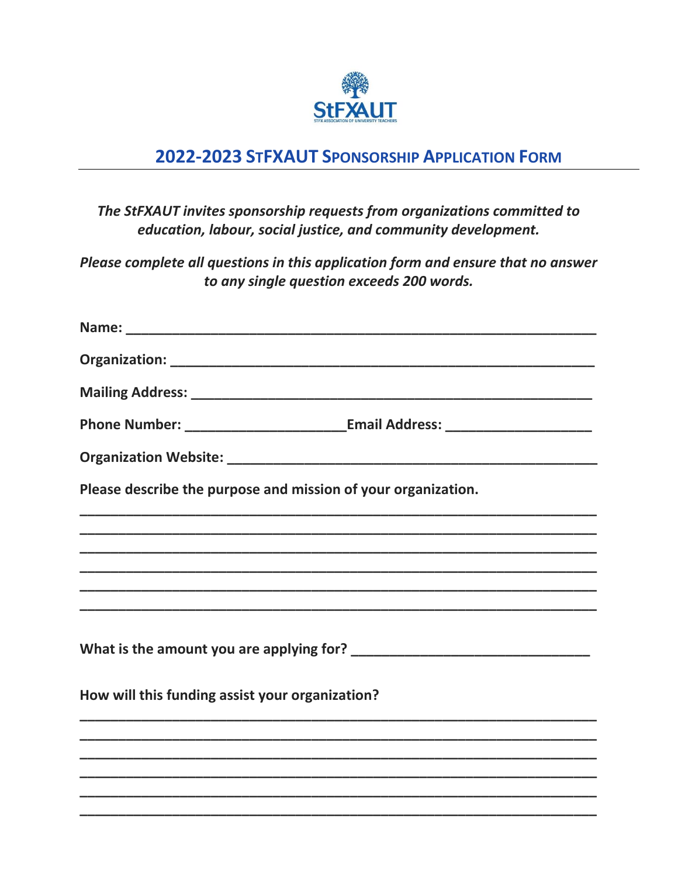## 2022-2023 StFXAUT Sponsorship Application Form

*The StFXAUT invites sponsorship requests from organizations committed to education, labour, social justice, and community development.*

*Please complete all questions in this application form and ensure that no answer to any single question exceeds 200 words.*

**Name:** ______________________________________________

**Organization:** ______________________________________________

**Mailing Address:** ______________________________________________

**Phone Number:** ____________________ **Email Address:** ____________________

**Organization Website:** ______________________________________________

**Please describe the purpose and mission of your organization.**

______________________________________________

______________________________________________

______________________________________________

______________________________________________

______________________________________________

______________________________________________

**What is the amount you are applying for?** ____________________________

**How will this funding assist your organization?**

______________________________________________

______________________________________________

______________________________________________

______________________________________________

______________________________________________

______________________________________________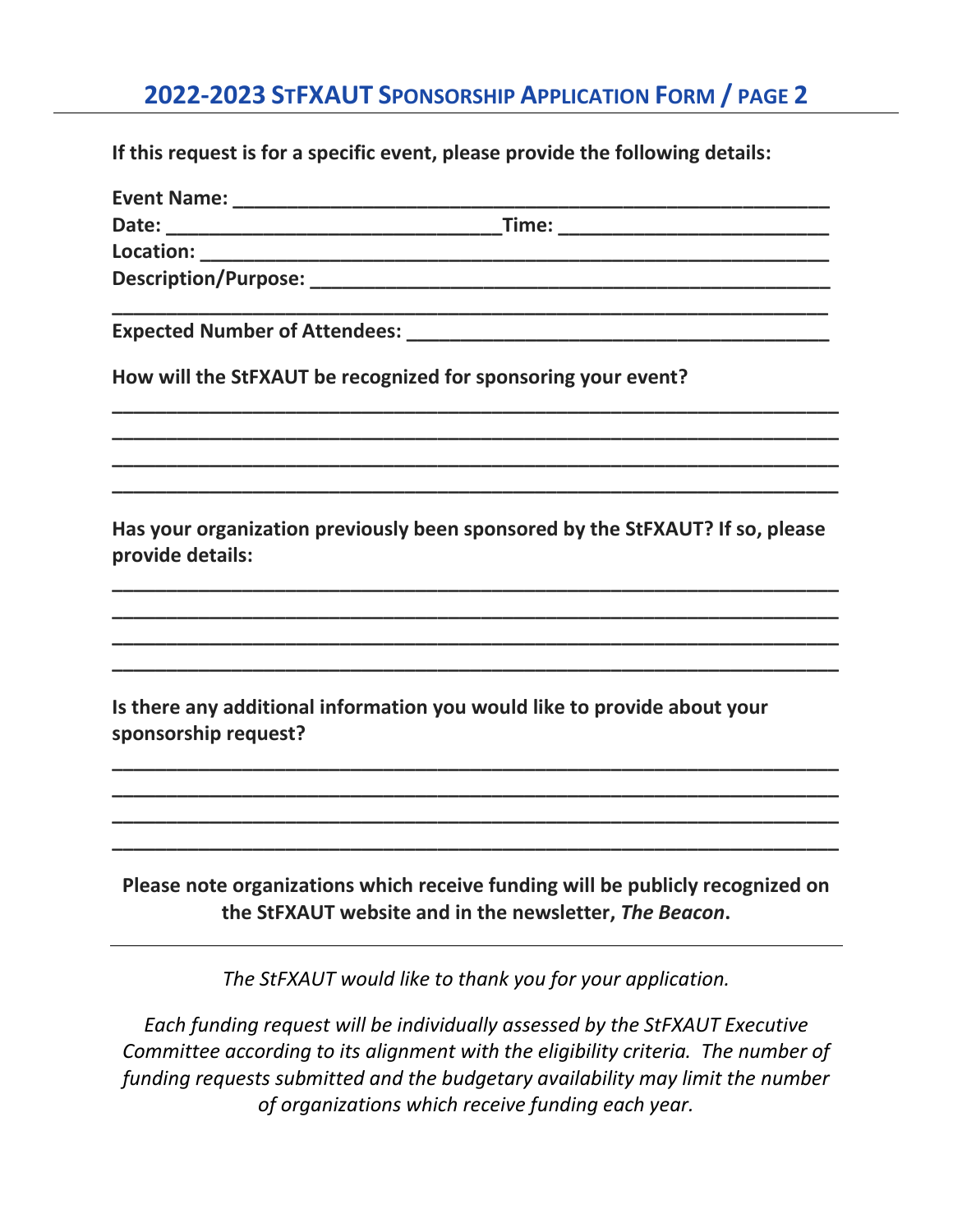## 2022-2023 StFXAUT Sponsorship Application Form / page 2

**If this request is for a specific event, please provide the following details:**

**Event Name:** ________________________________________________________

**Date:** ______________________________**Time:** ________________________

**Location:** ___________________________________________________________

**Description/Purpose:** _________________________________________________

_________________________________________________________________________

**Expected Number of Attendees:** _______________________________________

**How will the StFXAUT be recognized for sponsoring your event?**

_________________________________________________________________________

_________________________________________________________________________

_________________________________________________________________________

_________________________________________________________________________

**Has your organization previously been sponsored by the StFXAUT? If so, please provide details:**

_________________________________________________________________________

_________________________________________________________________________

_________________________________________________________________________

_________________________________________________________________________

**Is there any additional information you would like to provide about your sponsorship request?**

_________________________________________________________________________

_________________________________________________________________________

_________________________________________________________________________

_________________________________________________________________________

**Please note organizations which receive funding will be publicly recognized on the StFXAUT website and in the newsletter, *The Beacon*.**

---

*The StFXAUT would like to thank you for your application.*

*Each funding request will be individually assessed by the StFXAUT Executive Committee according to its alignment with the eligibility criteria. The number of funding requests submitted and the budgetary availability may limit the number of organizations which receive funding each year.*